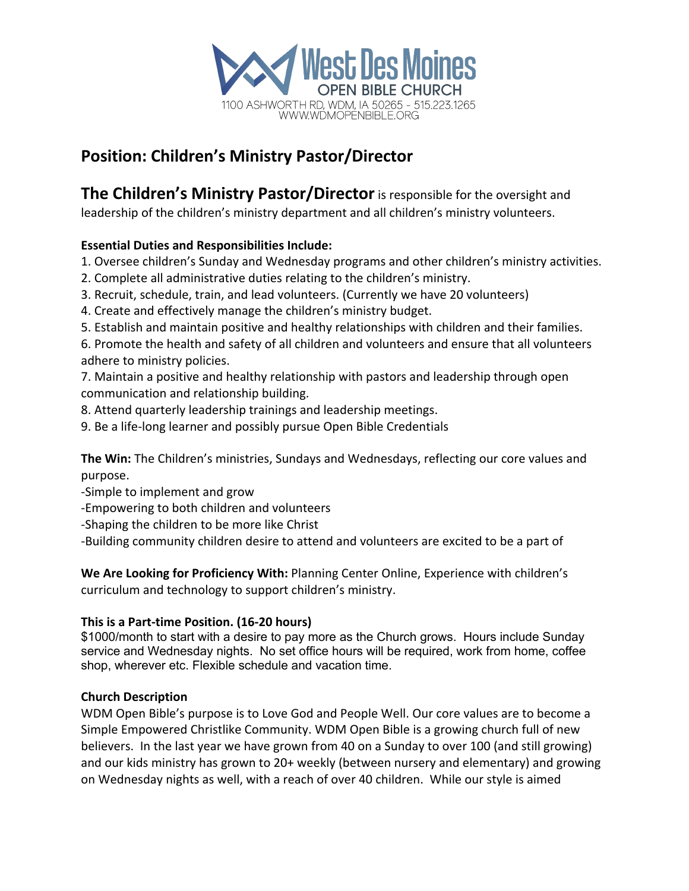West Des Moines
OPEN BIBLE CHURCH
1100 ASHWORTH RD, WDM, IA 50265 - 515.223.1265
WWW.WDMOPENBIBLE.ORG

# Position: Children's Ministry Pastor/Director

**The Children's Ministry Pastor/Director** is responsible for the oversight and leadership of the children's ministry department and all children's ministry volunteers.

**Essential Duties and Responsibilities Include:**

1. Oversee children's Sunday and Wednesday programs and other children's ministry activities.
2. Complete all administrative duties relating to the children's ministry.
3. Recruit, schedule, train, and lead volunteers. (Currently we have 20 volunteers)
4. Create and effectively manage the children's ministry budget.
5. Establish and maintain positive and healthy relationships with children and their families.
6. Promote the health and safety of all children and volunteers and ensure that all volunteers adhere to ministry policies.
7. Maintain a positive and healthy relationship with pastors and leadership through open communication and relationship building.
8. Attend quarterly leadership trainings and leadership meetings.
9. Be a life-long learner and possibly pursue Open Bible Credentials

**The Win:** The Children's ministries, Sundays and Wednesdays, reflecting our core values and purpose.

-Simple to implement and grow
-Empowering to both children and volunteers
-Shaping the children to be more like Christ
-Building community children desire to attend and volunteers are excited to be a part of

**We Are Looking for Proficiency With:** Planning Center Online, Experience with children's curriculum and technology to support children's ministry.

**This is a Part-time Position. (16-20 hours)**

$1000/month to start with a desire to pay more as the Church grows. Hours include Sunday service and Wednesday nights. No set office hours will be required, work from home, coffee shop, wherever etc. Flexible schedule and vacation time.

**Church Description**

WDM Open Bible's purpose is to Love God and People Well. Our core values are to become a Simple Empowered Christlike Community. WDM Open Bible is a growing church full of new believers. In the last year we have grown from 40 on a Sunday to over 100 (and still growing) and our kids ministry has grown to 20+ weekly (between nursery and elementary) and growing on Wednesday nights as well, with a reach of over 40 children. While our style is aimed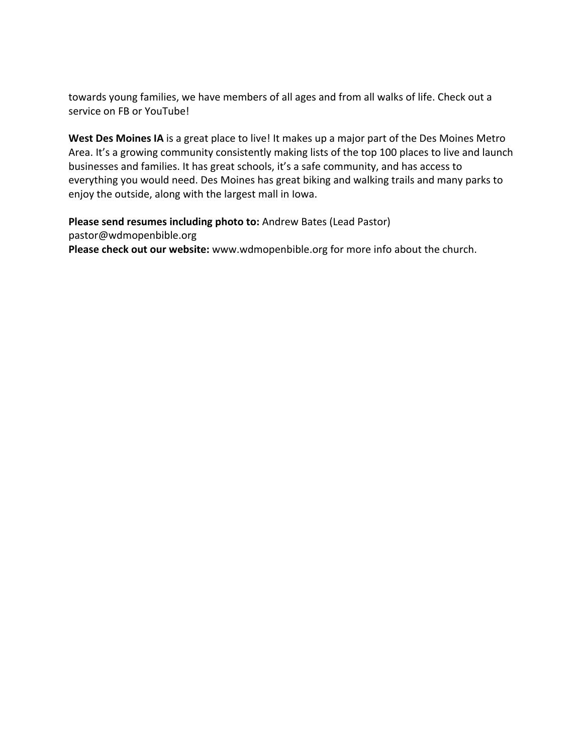towards young families, we have members of all ages and from all walks of life. Check out a service on FB or YouTube!

**West Des Moines IA** is a great place to live! It makes up a major part of the Des Moines Metro Area. It's a growing community consistently making lists of the top 100 places to live and launch businesses and families. It has great schools, it's a safe community, and has access to everything you would need. Des Moines has great biking and walking trails and many parks to enjoy the outside, along with the largest mall in Iowa.

**Please send resumes including photo to:** Andrew Bates (Lead Pastor)
pastor@wdmopenbible.org
**Please check out our website:** www.wdmopenbible.org for more info about the church.